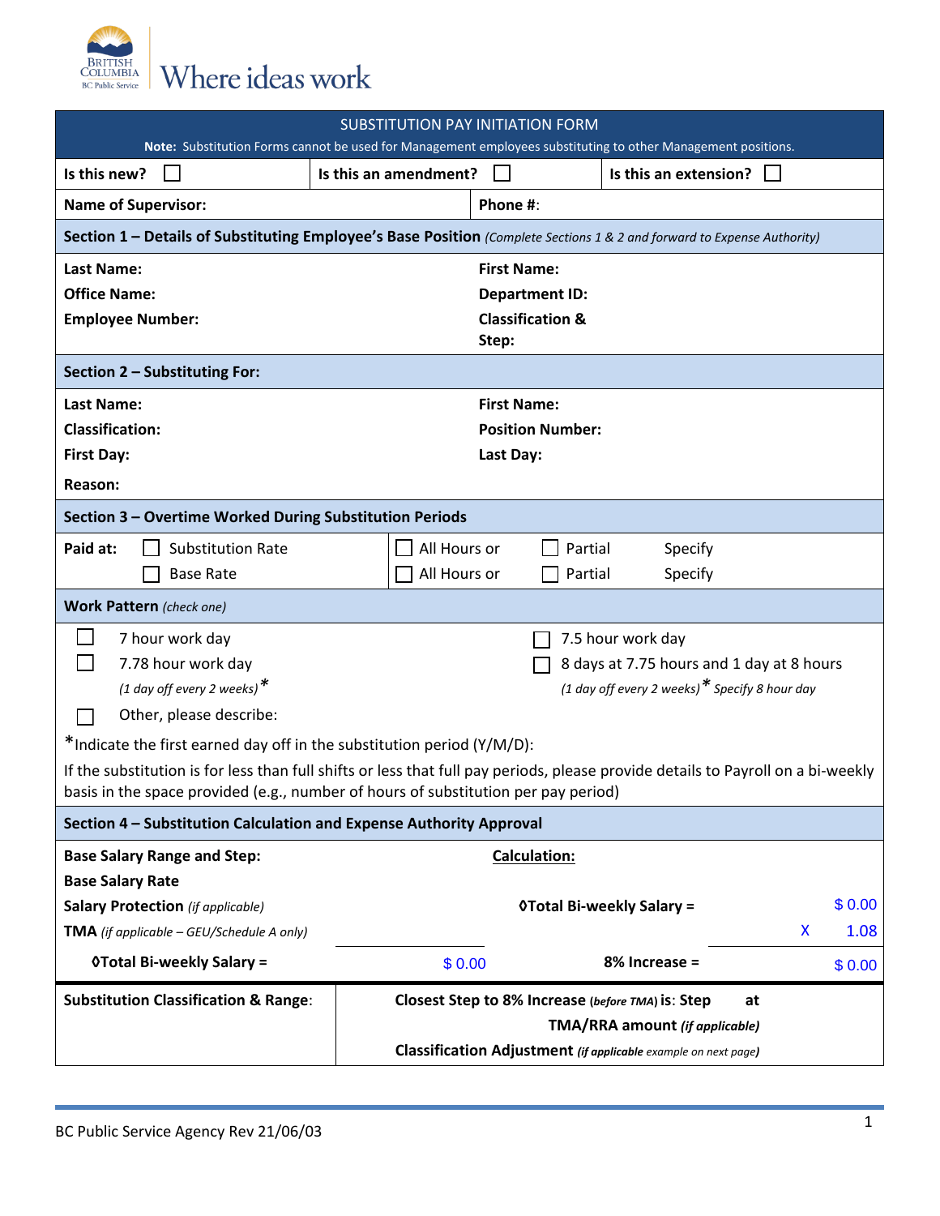British Columbia | BC Public Service | Where ideas work

# SUBSTITUTION PAY INITIATION FORM

**Note:** Substitution Forms cannot be used for Management employees substituting to other Management positions.

| **Is this new?** ☐ | **Is this an amendment?** ☐ | **Is this an extension?** ☐ |
|---|---|---|

| **Name of Supervisor:** | **Phone #:** |
|---|---|

## Section 1 – Details of Substituting Employee's Base Position *(Complete Sections 1 & 2 and forward to Expense Authority)*

| | |
|---|---|
| **Last Name:** | **First Name:** |
| **Office Name:** | **Department ID:** |
| **Employee Number:** | **Classification & Step:** |

## Section 2 – Substituting For:

| | |
|---|---|
| **Last Name:** | **First Name:** |
| **Classification:** | **Position Number:** |
| **First Day:** | **Last Day:** |
| **Reason:** | |

## Section 3 – Overtime Worked During Substitution Periods

| **Paid at:** | | | |
|---|---|---|---|
| ☐ Substitution Rate | ☐ All Hours or | ☐ Partial | Specify |
| ☐ Base Rate | ☐ All Hours or | ☐ Partial | Specify |

### Work Pattern *(check one)*

- ☐ 7 hour work day
- ☐ 7.78 hour work day *(1 day off every 2 weeks)* *
- ☐ 7.5 hour work day
- ☐ 8 days at 7.75 hours and 1 day at 8 hours *(1 day off every 2 weeks)* * *Specify 8 hour day*
- ☐ Other, please describe:

*Indicate the first earned day off in the substitution period (Y/M/D):

If the substitution is for less than full shifts or less that full pay periods, please provide details to Payroll on a bi-weekly basis in the space provided (e.g., number of hours of substitution per pay period)

## Section 4 – Substitution Calculation and Expense Authority Approval

| | | **Calculation:** | |
|---|---|---|---|
| **Base Salary Range and Step:** | | | |
| **Base Salary Rate** | | | |
| **Salary Protection** *(if applicable)* | | **◊Total Bi-weekly Salary =** | $ 0.00 |
| **TMA** *(if applicable – GEU/Schedule A only)* | | | X 1.08 |
| **◊Total Bi-weekly Salary =** | $ 0.00 | **8% Increase =** | $ 0.00 |

| **Substitution Classification & Range:** | **Closest Step to 8% Increase** (*before TMA*) **is: Step at** |
|---|---|
| | **TMA/RRA amount** *(if applicable)* |
| | **Classification Adjustment** *(if applicable example on next page)* |

BC Public Service Agency Rev 21/06/03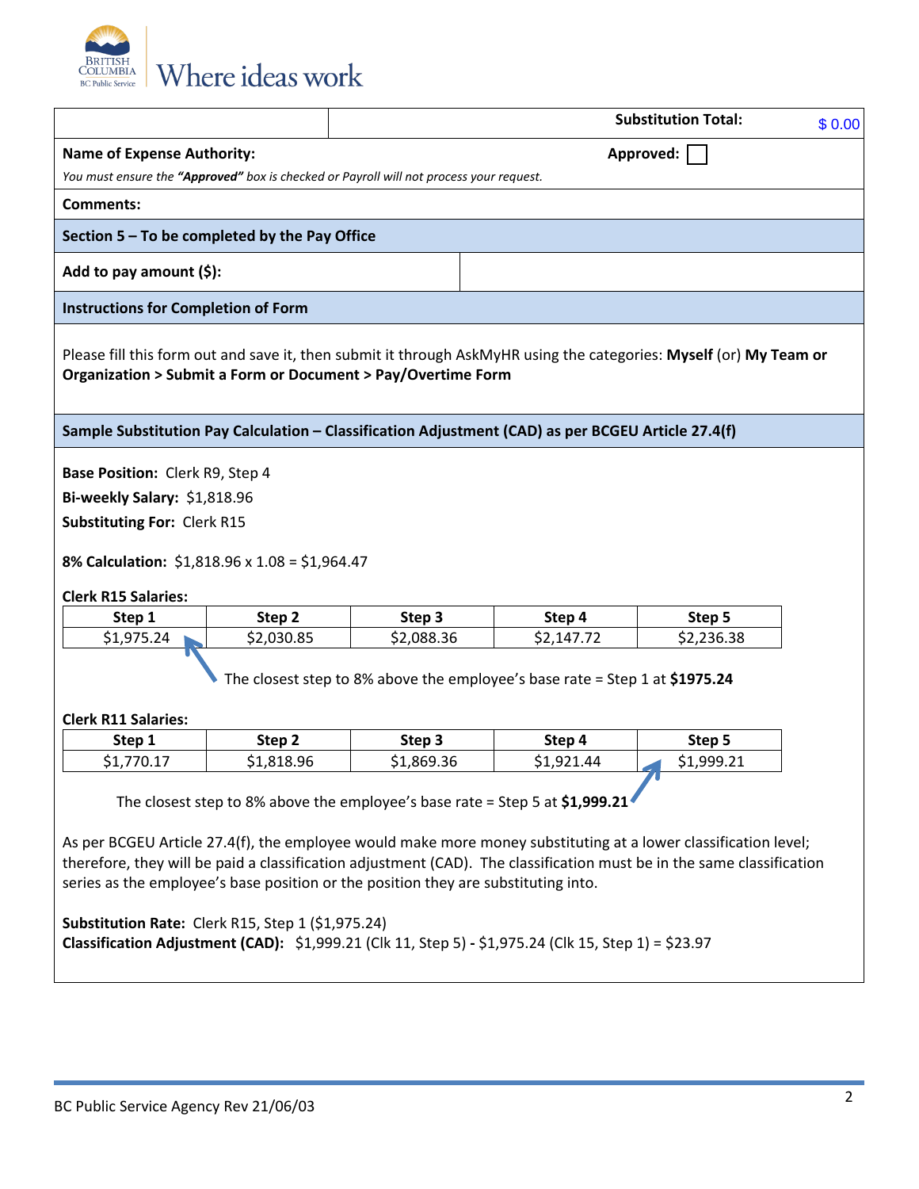| | **Substitution Total:** $ 0.00 |
|---|---|
| **Name of Expense Authority:** *You must ensure the **"Approved"** box is checked or Payroll will not process your request.* | **Approved:** ☐ |
| **Comments:** | |

## Section 5 – To be completed by the Pay Office

| | |
|---|---|
| **Add to pay amount ($):** | |

## Instructions for Completion of Form

Please fill this form out and save it, then submit it through AskMyHR using the categories: **Myself** (or) **My Team or Organization > Submit a Form or Document > Pay/Overtime Form**

## Sample Substitution Pay Calculation – Classification Adjustment (CAD) as per BCGEU Article 27.4(f)

**Base Position:** Clerk R9, Step 4

**Bi-weekly Salary:** $1,818.96

**Substituting For:** Clerk R15

**8% Calculation:** $1,818.96 x 1.08 = $1,964.47

**Clerk R15 Salaries:**

| Step 1 | Step 2 | Step 3 | Step 4 | Step 5 |
|---|---|---|---|---|
| $1,975.24 | $2,030.85 | $2,088.36 | $2,147.72 | $2,236.38 |

The closest step to 8% above the employee's base rate = Step 1 at **$1975.24**

**Clerk R11 Salaries:**

| Step 1 | Step 2 | Step 3 | Step 4 | Step 5 |
|---|---|---|---|---|
| $1,770.17 | $1,818.96 | $1,869.36 | $1,921.44 | $1,999.21 |

The closest step to 8% above the employee's base rate = Step 5 at **$1,999.21**

As per BCGEU Article 27.4(f), the employee would make more money substituting at a lower classification level; therefore, they will be paid a classification adjustment (CAD). The classification must be in the same classification series as the employee's base position or the position they are substituting into.

**Substitution Rate:** Clerk R15, Step 1 ($1,975.24)
**Classification Adjustment (CAD):** $1,999.21 (Clk 11, Step 5) **-** $1,975.24 (Clk 15, Step 1) = $23.97

BC Public Service Agency Rev 21/06/03